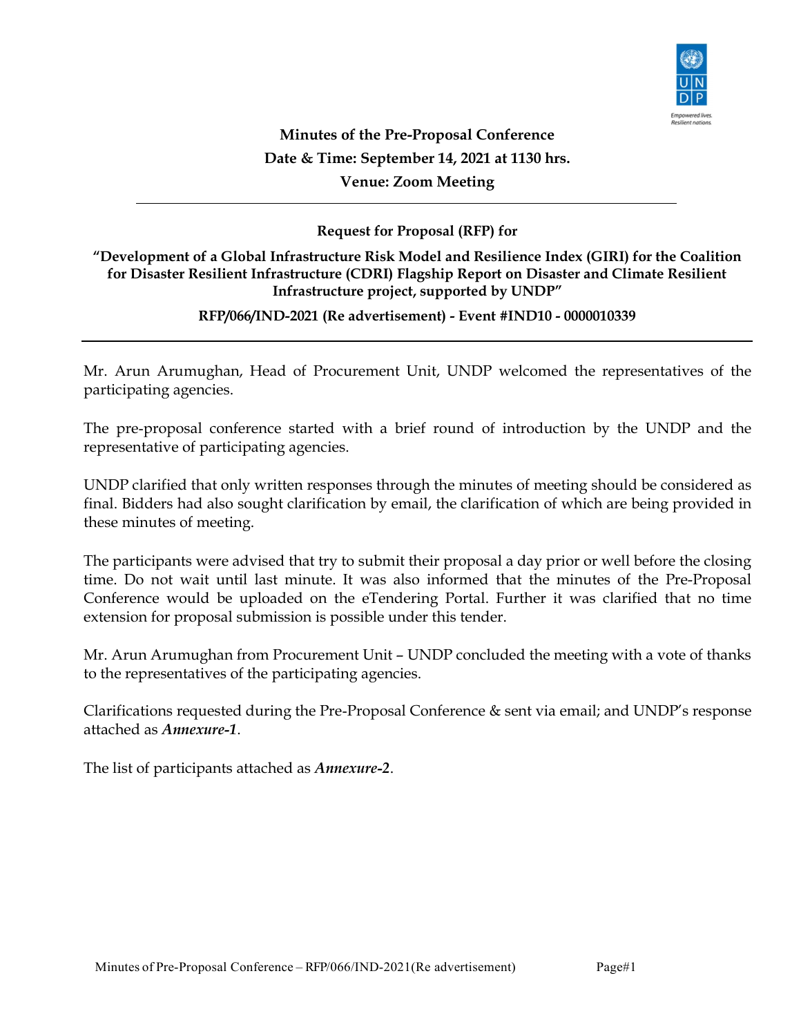# Minutes of the Pre-Proposal Conference

**Date & Time: September 14, 2021 at 1130 hrs.**

**Venue: Zoom Meeting**

---

**Request for Proposal (RFP) for**

**"Development of a Global Infrastructure Risk Model and Resilience Index (GIRI) for the Coalition for Disaster Resilient Infrastructure (CDRI) Flagship Report on Disaster and Climate Resilient Infrastructure project, supported by UNDP"**

**RFP/066/IND-2021 (Re advertisement) - Event #IND10 - 0000010339**

---

Mr. Arun Arumughan, Head of Procurement Unit, UNDP welcomed the representatives of the participating agencies.

The pre-proposal conference started with a brief round of introduction by the UNDP and the representative of participating agencies.

UNDP clarified that only written responses through the minutes of meeting should be considered as final. Bidders had also sought clarification by email, the clarification of which are being provided in these minutes of meeting.

The participants were advised that try to submit their proposal a day prior or well before the closing time. Do not wait until last minute. It was also informed that the minutes of the Pre-Proposal Conference would be uploaded on the eTendering Portal. Further it was clarified that no time extension for proposal submission is possible under this tender.

Mr. Arun Arumughan from Procurement Unit – UNDP concluded the meeting with a vote of thanks to the representatives of the participating agencies.

Clarifications requested during the Pre-Proposal Conference & sent via email; and UNDP's response attached as ***Annexure-1***.

The list of participants attached as ***Annexure-2***.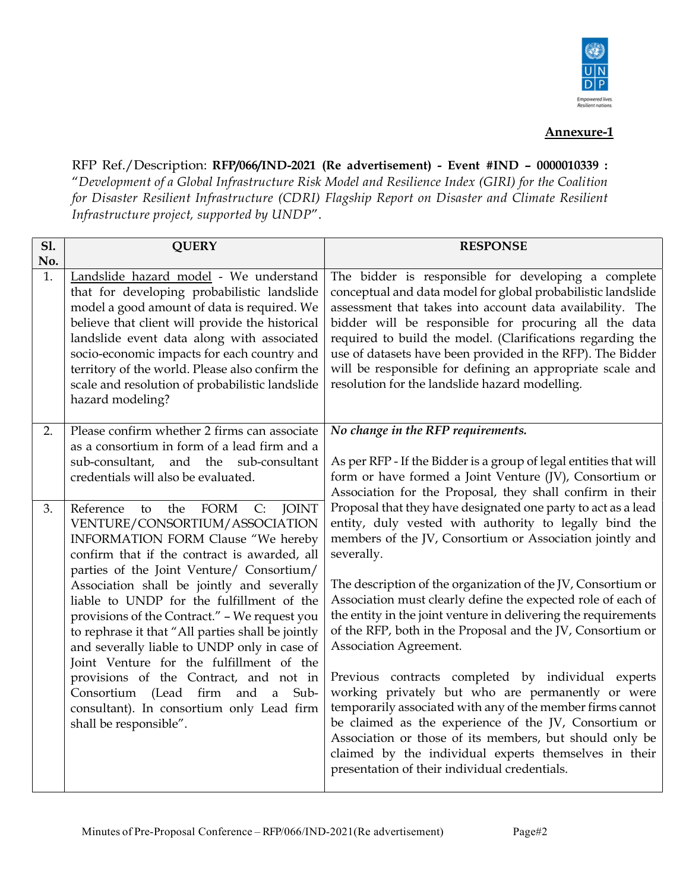**Annexure-1**

RFP Ref./Description: **RFP/066/IND-2021 (Re advertisement) - Event #IND – 0000010339 :** "*Development of a Global Infrastructure Risk Model and Resilience Index (GIRI) for the Coalition for Disaster Resilient Infrastructure (CDRI) Flagship Report on Disaster and Climate Resilient Infrastructure project, supported by UNDP*".

| Sl. No. | QUERY | RESPONSE |
|---|---|---|
| 1. | <u>Landslide hazard model</u> - We understand that for developing probabilistic landslide model a good amount of data is required. We believe that client will provide the historical landslide event data along with associated socio-economic impacts for each country and territory of the world. Please also confirm the scale and resolution of probabilistic landslide hazard modeling? | The bidder is responsible for developing a complete conceptual and data model for global probabilistic landslide assessment that takes into account data availability. The bidder will be responsible for procuring all the data required to build the model. (Clarifications regarding the use of datasets have been provided in the RFP). The Bidder will be responsible for defining an appropriate scale and resolution for the landslide hazard modelling. |
| 2. | Please confirm whether 2 firms can associate as a consortium in form of a lead firm and a sub-consultant, and the sub-consultant credentials will also be evaluated. | ***No change in the RFP requirements.*** <br><br> As per RFP - If the Bidder is a group of legal entities that will form or have formed a Joint Venture (JV), Consortium or Association for the Proposal, they shall confirm in their Proposal that they have designated one party to act as a lead entity, duly vested with authority to legally bind the members of the JV, Consortium or Association jointly and severally. <br><br> The description of the organization of the JV, Consortium or Association must clearly define the expected role of each of the entity in the joint venture in delivering the requirements of the RFP, both in the Proposal and the JV, Consortium or Association Agreement. <br><br> Previous contracts completed by individual experts working privately but who are permanently or were temporarily associated with any of the member firms cannot be claimed as the experience of the JV, Consortium or Association or those of its members, but should only be claimed by the individual experts themselves in their presentation of their individual credentials. |
| 3. | Reference to the FORM C: JOINT VENTURE/CONSORTIUM/ASSOCIATION INFORMATION FORM Clause "We hereby confirm that if the contract is awarded, all parties of the Joint Venture/ Consortium/ Association shall be jointly and severally liable to UNDP for the fulfillment of the provisions of the Contract." – We request you to rephrase it that "All parties shall be jointly and severally liable to UNDP only in case of Joint Venture for the fulfillment of the provisions of the Contract, and not in Consortium (Lead firm and a Sub-consultant). In consortium only Lead firm shall be responsible". | |

Minutes of Pre-Proposal Conference – RFP/066/IND-2021(Re advertisement)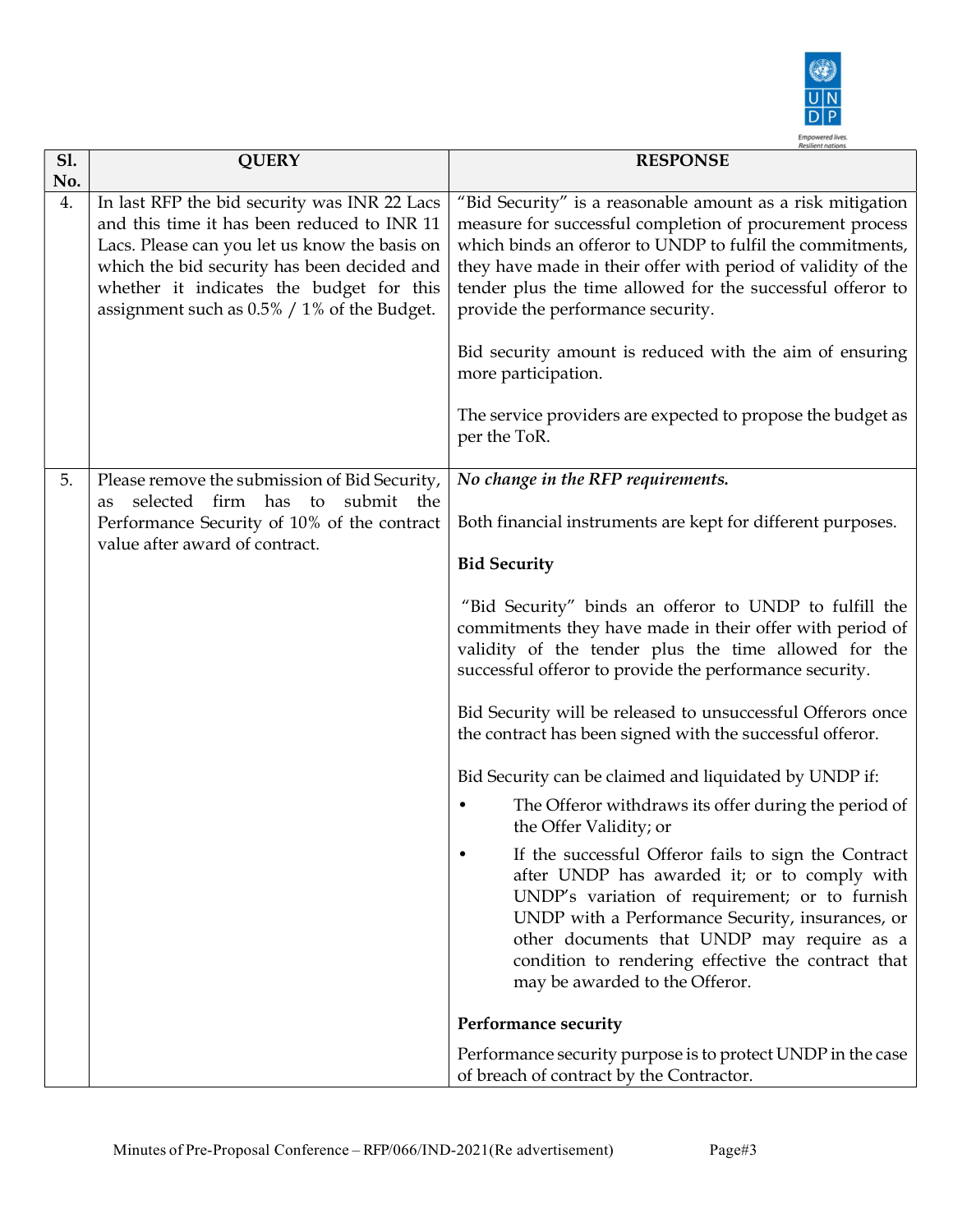| Sl. No. | QUERY | RESPONSE |
|---|---|---|
| 4. | In last RFP the bid security was INR 22 Lacs and this time it has been reduced to INR 11 Lacs. Please can you let us know the basis on which the bid security has been decided and whether it indicates the budget for this assignment such as 0.5% / 1% of the Budget. | "Bid Security" is a reasonable amount as a risk mitigation measure for successful completion of procurement process which binds an offeror to UNDP to fulfil the commitments, they have made in their offer with period of validity of the tender plus the time allowed for the successful offeror to provide the performance security.<br><br>Bid security amount is reduced with the aim of ensuring more participation.<br><br>The service providers are expected to propose the budget as per the ToR. |
| 5. | Please remove the submission of Bid Security, as selected firm has to submit the Performance Security of 10% of the contract value after award of contract. | ***No change in the RFP requirements.***<br><br>Both financial instruments are kept for different purposes.<br><br>**Bid Security**<br><br>"Bid Security" binds an offeror to UNDP to fulfill the commitments they have made in their offer with period of validity of the tender plus the time allowed for the successful offeror to provide the performance security.<br><br>Bid Security will be released to unsuccessful Offerors once the contract has been signed with the successful offeror.<br><br>Bid Security can be claimed and liquidated by UNDP if:<br>• The Offeror withdraws its offer during the period of the Offer Validity; or<br>• If the successful Offeror fails to sign the Contract after UNDP has awarded it; or to comply with UNDP's variation of requirement; or to furnish UNDP with a Performance Security, insurances, or other documents that UNDP may require as a condition to rendering effective the contract that may be awarded to the Offeror.<br><br>**Performance security**<br><br>Performance security purpose is to protect UNDP in the case of breach of contract by the Contractor. |

Minutes of Pre-Proposal Conference – RFP/066/IND-2021(Re advertisement)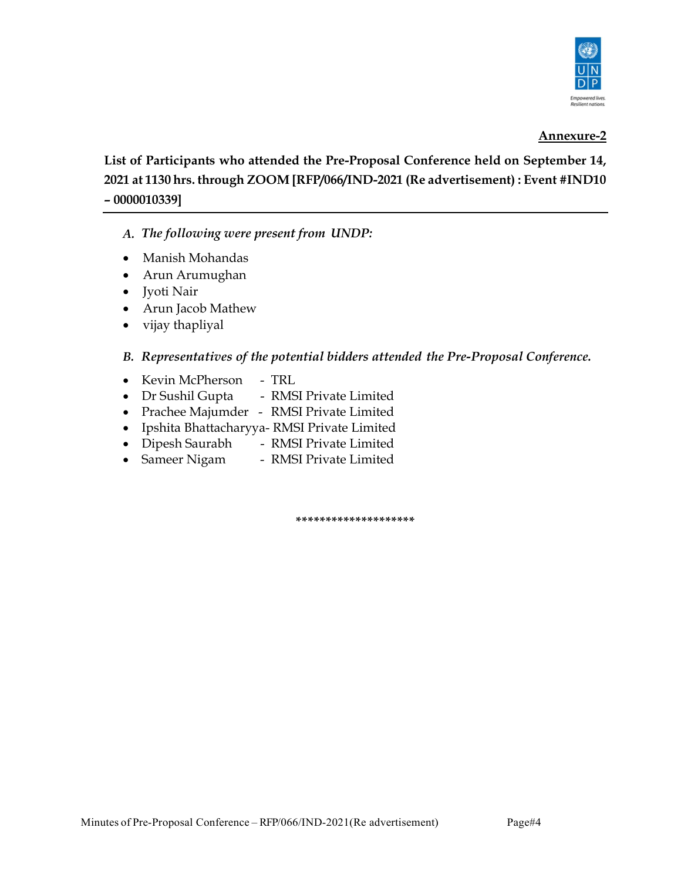**Annexure-2**

**List of Participants who attended the Pre-Proposal Conference held on September 14, 2021 at 1130 hrs. through ZOOM [RFP/066/IND-2021 (Re advertisement) : Event #IND10 – 0000010339]**

*A. The following were present from UNDP:*

- Manish Mohandas
- Arun Arumughan
- Jyoti Nair
- Arun Jacob Mathew
- vijay thapliyal

*B. Representatives of the potential bidders attended the Pre-Proposal Conference.*

- Kevin McPherson - TRL
- Dr Sushil Gupta - RMSI Private Limited
- Prachee Majumder - RMSI Private Limited
- Ipshita Bhattacharyya- RMSI Private Limited
- Dipesh Saurabh - RMSI Private Limited
- Sameer Nigam - RMSI Private Limited

*******************